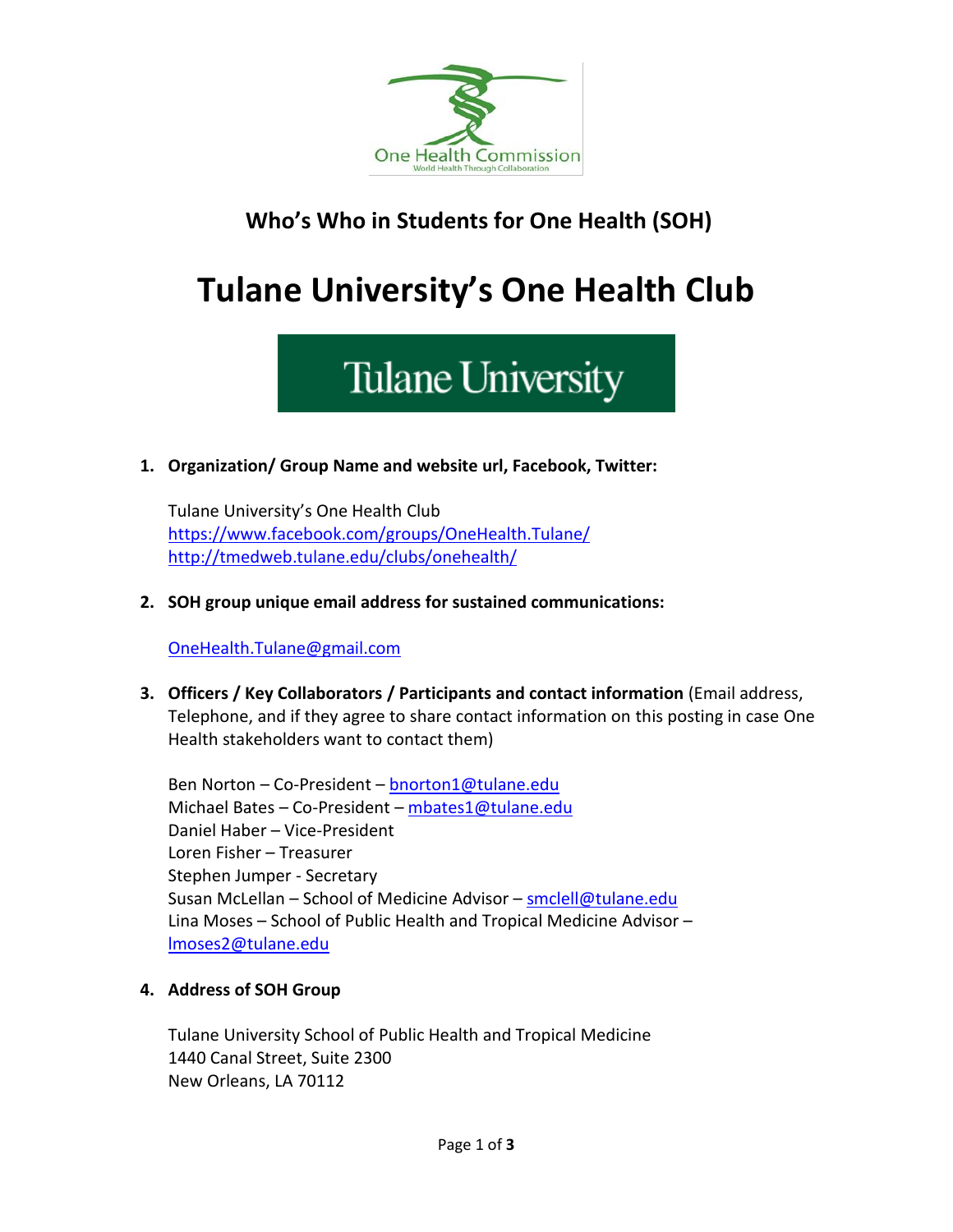One Health Commission
World Health Through Collaboration

## Who's Who in Students for One Health (SOH)

# Tulane University's One Health Club

Tulane University

1. **Organization/ Group Name and website url, Facebook, Twitter:**

   Tulane University's One Health Club
   https://www.facebook.com/groups/OneHealth.Tulane/
   http://tmedweb.tulane.edu/clubs/onehealth/

2. **SOH group unique email address for sustained communications:**

   OneHealth.Tulane@gmail.com

3. **Officers / Key Collaborators / Participants and contact information** (Email address, Telephone, and if they agree to share contact information on this posting in case One Health stakeholders want to contact them)

   Ben Norton – Co-President – bnorton1@tulane.edu
   Michael Bates – Co-President – mbates1@tulane.edu
   Daniel Haber – Vice-President
   Loren Fisher – Treasurer
   Stephen Jumper - Secretary
   Susan McLellan – School of Medicine Advisor – smclell@tulane.edu
   Lina Moses – School of Public Health and Tropical Medicine Advisor – lmoses2@tulane.edu

4. **Address of SOH Group**

   Tulane University School of Public Health and Tropical Medicine
   1440 Canal Street, Suite 2300
   New Orleans, LA 70112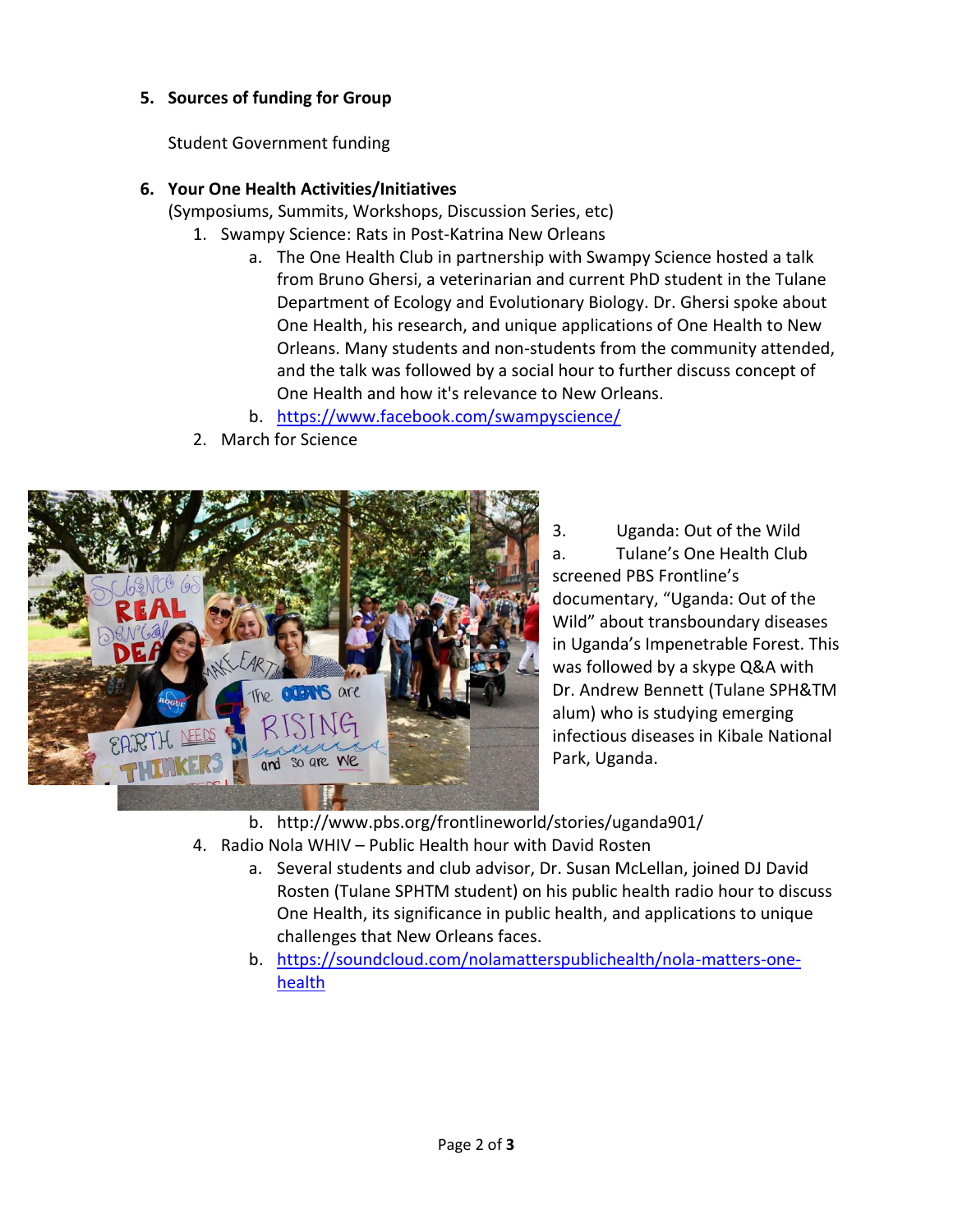**5. Sources of funding for Group**

Student Government funding

**6. Your One Health Activities/Initiatives**

(Symposiums, Summits, Workshops, Discussion Series, etc)

1. Swampy Science: Rats in Post-Katrina New Orleans
   a. The One Health Club in partnership with Swampy Science hosted a talk from Bruno Ghersi, a veterinarian and current PhD student in the Tulane Department of Ecology and Evolutionary Biology. Dr. Ghersi spoke about One Health, his research, and unique applications of One Health to New Orleans. Many students and non-students from the community attended, and the talk was followed by a social hour to further discuss concept of One Health and how it's relevance to New Orleans.
   b. https://www.facebook.com/swampyscience/
2. March for Science
3. Uganda: Out of the Wild
   a. Tulane's One Health Club screened PBS Frontline's documentary, "Uganda: Out of the Wild" about transboundary diseases in Uganda's Impenetrable Forest. This was followed by a skype Q&A with Dr. Andrew Bennett (Tulane SPH&TM alum) who is studying emerging infectious diseases in Kibale National Park, Uganda.
   b. http://www.pbs.org/frontlineworld/stories/uganda901/
4. Radio Nola WHIV – Public Health hour with David Rosten
   a. Several students and club advisor, Dr. Susan McLellan, joined DJ David Rosten (Tulane SPHTM student) on his public health radio hour to discuss One Health, its significance in public health, and applications to unique challenges that New Orleans faces.
   b. https://soundcloud.com/nolamatterspublichealth/nola-matters-one-health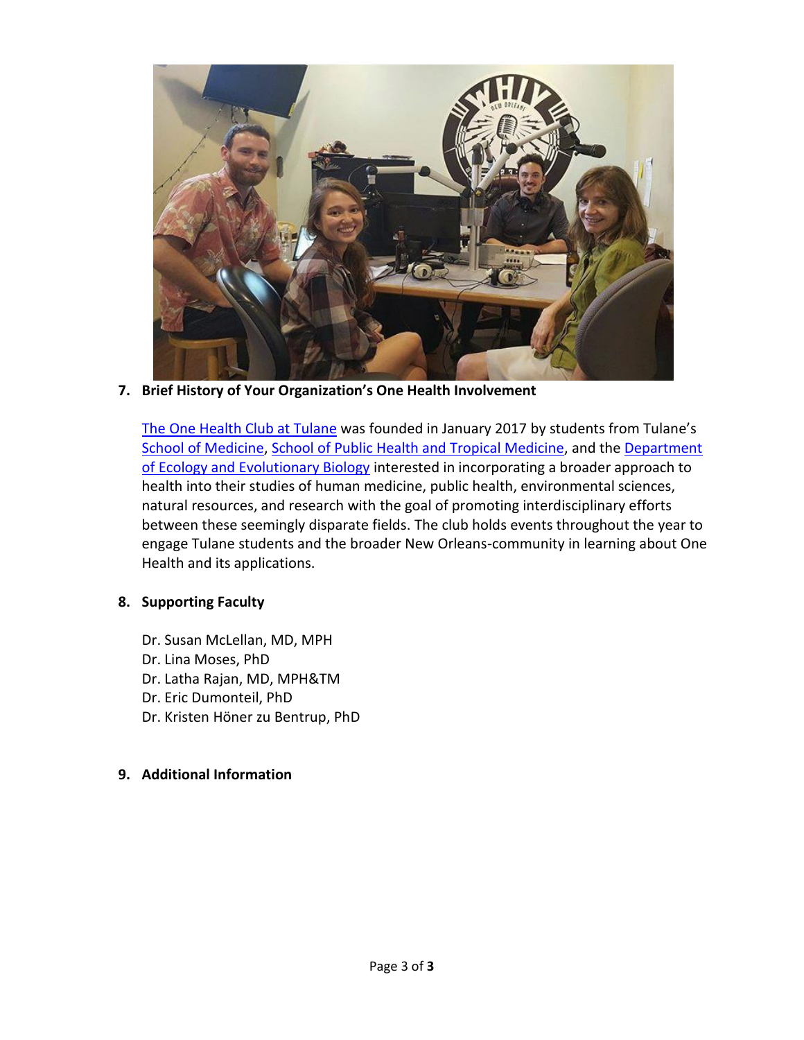7. **Brief History of Your Organization's One Health Involvement**

   The One Health Club at Tulane was founded in January 2017 by students from Tulane's School of Medicine, School of Public Health and Tropical Medicine, and the Department of Ecology and Evolutionary Biology interested in incorporating a broader approach to health into their studies of human medicine, public health, environmental sciences, natural resources, and research with the goal of promoting interdisciplinary efforts between these seemingly disparate fields. The club holds events throughout the year to engage Tulane students and the broader New Orleans-community in learning about One Health and its applications.

8. **Supporting Faculty**

   Dr. Susan McLellan, MD, MPH
   Dr. Lina Moses, PhD
   Dr. Latha Rajan, MD, MPH&TM
   Dr. Eric Dumonteil, PhD
   Dr. Kristen Höner zu Bentrup, PhD

9. **Additional Information**